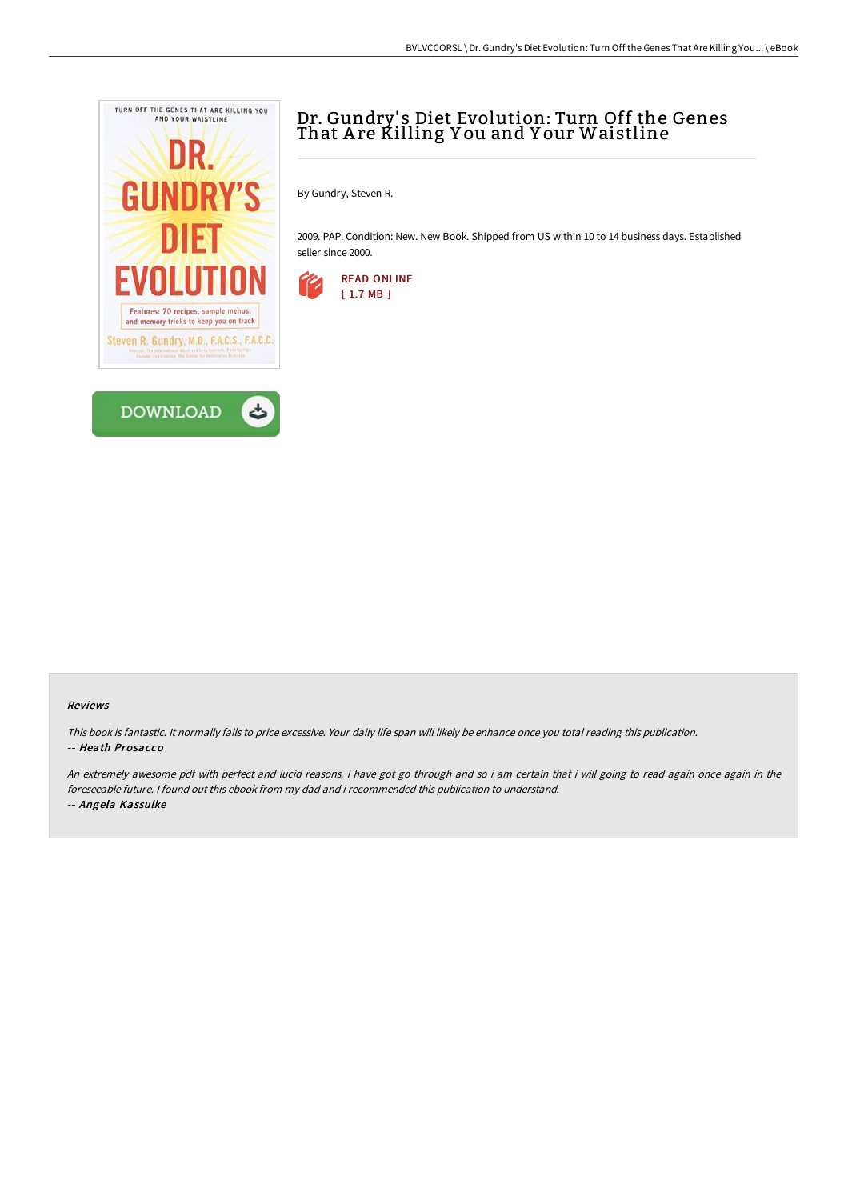# Dr. Gundry's Diet Evolution: Turn Off the Genes That Are Killing You and Your Waistline

By Gundry, Steven R.

2009. PAP. Condition: New. New Book. Shipped from US within 10 to 14 business days. Established seller since 2000.

READ ONLINE
[ 1.7 MB ]

DOWNLOAD

#### Reviews

*This book is fantastic. It normally fails to price excessive. Your daily life span will likely be enhance once you total reading this publication.*
*-- Heath Prosacco*

*An extremely awesome pdf with perfect and lucid reasons. I have got go through and so i am certain that i will going to read again once again in the foreseeable future. I found out this ebook from my dad and i recommended this publication to understand.*
*-- Angela Kassulke*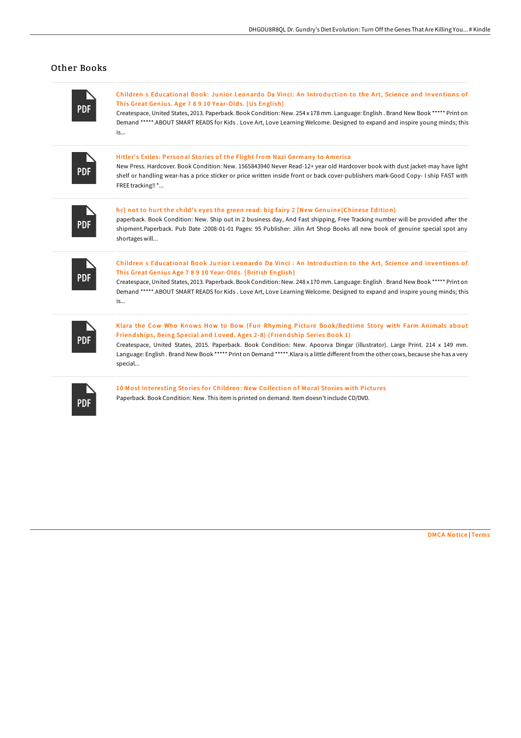## Other Books

**Children s Educational Book: Junior Leonardo Da Vinci: An Introduction to the Art, Science and Inventions of This Great Genius. Age 7 8 9 10 Year-Olds. [Us English]**

Createspace, United States, 2013. Paperback. Book Condition: New. 254 x 178 mm. Language: English . Brand New Book ***** Print on Demand *****.ABOUT SMART READS for Kids . Love Art, Love Learning Welcome. Designed to expand and inspire young minds; this is...

**Hitler's Exiles: Personal Stories of the Flight from Nazi Germany to America**

New Press. Hardcover. Book Condition: New. 1565843940 Never Read-12+ year old Hardcover book with dust jacket-may have light shelf or handling wear-has a price sticker or price written inside front or back cover-publishers mark-Good Copy- I ship FAST with FREE tracking!! *...

**hc] not to hurt the child's eyes the green read: big fairy 2 [New Genuine(Chinese Edition)**

paperback. Book Condition: New. Ship out in 2 business day, And Fast shipping, Free Tracking number will be provided after the shipment.Paperback. Pub Date :2008-01-01 Pages: 95 Publisher: Jilin Art Shop Books all new book of genuine special spot any shortages will...

**Children s Educational Book Junior Leonardo Da Vinci : An Introduction to the Art, Science and Inventions of This Great Genius Age 7 8 9 10 Year-Olds. [British English]**

Createspace, United States, 2013. Paperback. Book Condition: New. 248 x 170 mm. Language: English . Brand New Book ***** Print on Demand *****.ABOUT SMART READS for Kids . Love Art, Love Learning Welcome. Designed to expand and inspire young minds; this is...

**Klara the Cow Who Knows How to Bow (Fun Rhyming Picture Book/Bedtime Story with Farm Animals about Friendships, Being Special and Loved. Ages 2-8) (Friendship Series Book 1)**

Createspace, United States, 2015. Paperback. Book Condition: New. Apoorva Dingar (illustrator). Large Print. 214 x 149 mm. Language: English . Brand New Book ***** Print on Demand *****.Klara is a little different from the other cows, because she has a very special...

**10 Most Interesting Stories for Children: New Collection of Moral Stories with Pictures**

Paperback. Book Condition: New. This item is printed on demand. Item doesn't include CD/DVD.

DMCA Notice | Terms